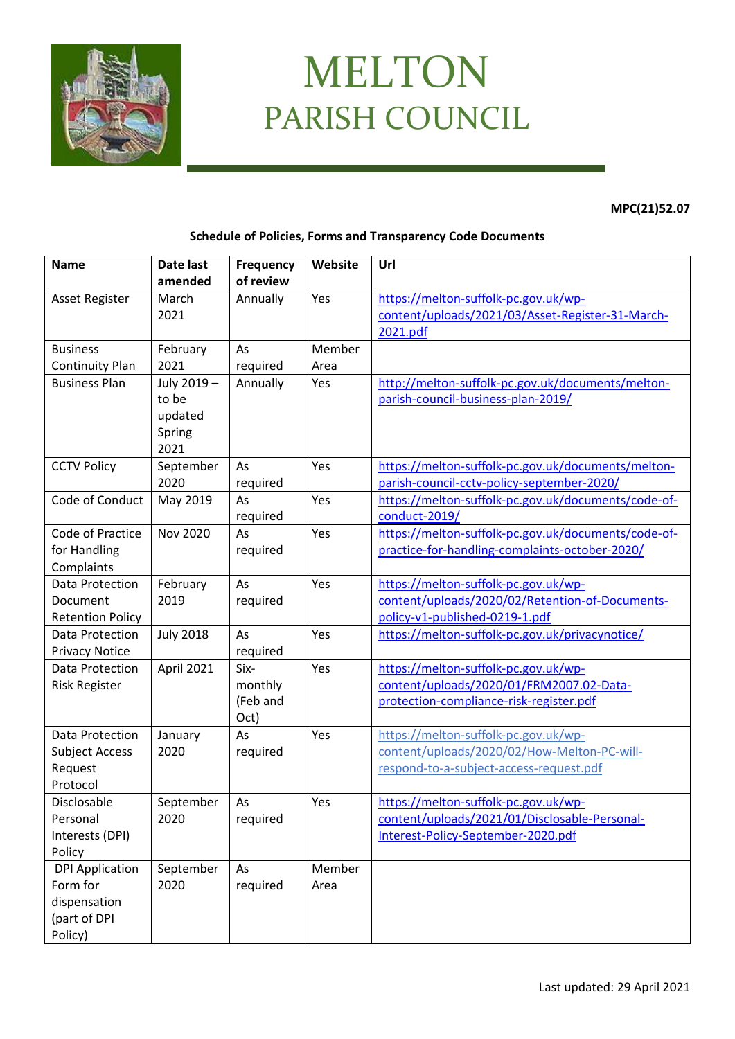# MELTON
## PARISH COUNCIL

**MPC(21)52.07**

**Schedule of Policies, Forms and Transparency Code Documents**

| Name | Date last amended | Frequency of review | Website | Url |
|---|---|---|---|---|
| Asset Register | March 2021 | Annually | Yes | https://melton-suffolk-pc.gov.uk/wp-content/uploads/2021/03/Asset-Register-31-March-2021.pdf |
| Business Continuity Plan | February 2021 | As required | Member Area | |
| Business Plan | July 2019 – to be updated Spring 2021 | Annually | Yes | http://melton-suffolk-pc.gov.uk/documents/melton-parish-council-business-plan-2019/ |
| CCTV Policy | September 2020 | As required | Yes | https://melton-suffolk-pc.gov.uk/documents/melton-parish-council-cctv-policy-september-2020/ |
| Code of Conduct | May 2019 | As required | Yes | https://melton-suffolk-pc.gov.uk/documents/code-of-conduct-2019/ |
| Code of Practice for Handling Complaints | Nov 2020 | As required | Yes | https://melton-suffolk-pc.gov.uk/documents/code-of-practice-for-handling-complaints-october-2020/ |
| Data Protection Document Retention Policy | February 2019 | As required | Yes | https://melton-suffolk-pc.gov.uk/wp-content/uploads/2020/02/Retention-of-Documents-policy-v1-published-0219-1.pdf |
| Data Protection Privacy Notice | July 2018 | As required | Yes | https://melton-suffolk-pc.gov.uk/privacynotice/ |
| Data Protection Risk Register | April 2021 | Six-monthly (Feb and Oct) | Yes | https://melton-suffolk-pc.gov.uk/wp-content/uploads/2020/01/FRM2007.02-Data-protection-compliance-risk-register.pdf |
| Data Protection Subject Access Request Protocol | January 2020 | As required | Yes | https://melton-suffolk-pc.gov.uk/wp-content/uploads/2020/02/How-Melton-PC-will-respond-to-a-subject-access-request.pdf |
| Disclosable Personal Interests (DPI) Policy | September 2020 | As required | Yes | https://melton-suffolk-pc.gov.uk/wp-content/uploads/2021/01/Disclosable-Personal-Interest-Policy-September-2020.pdf |
| DPI Application Form for dispensation (part of DPI Policy) | September 2020 | As required | Member Area | |

Last updated: 29 April 2021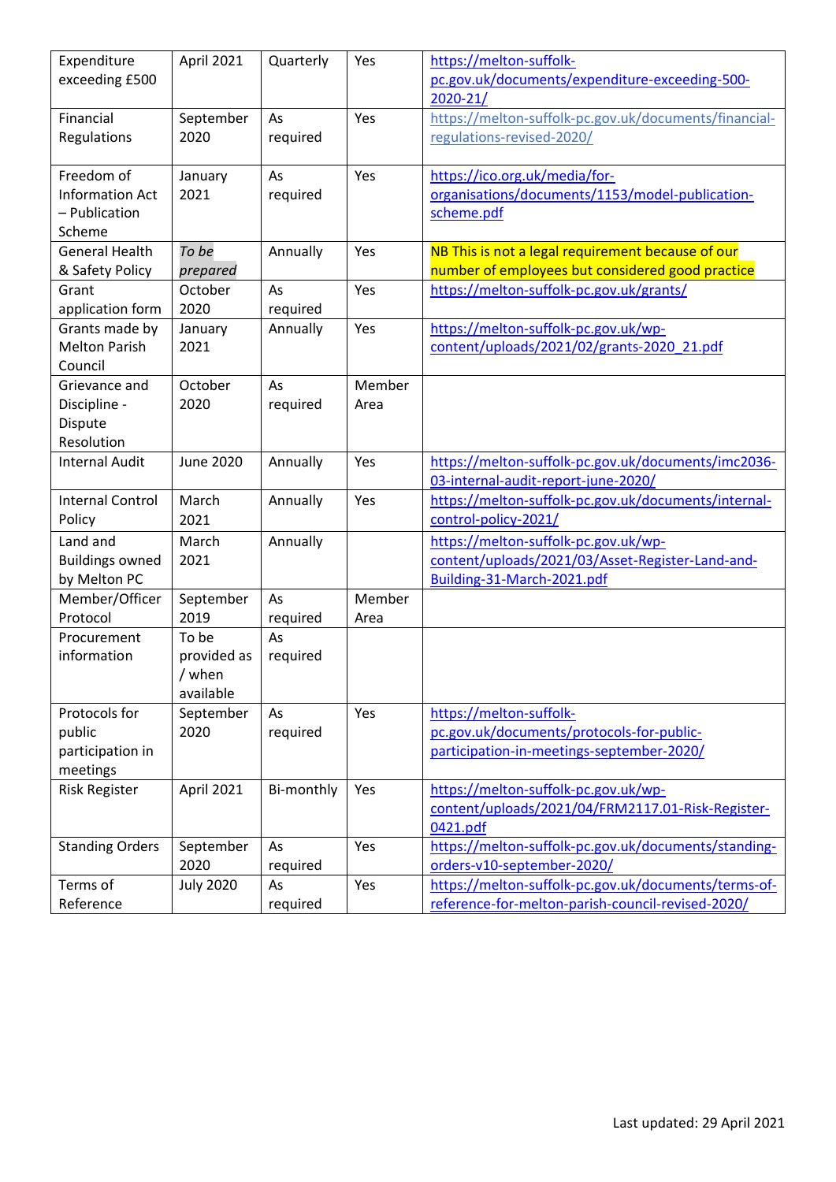| | | | | |
|---|---|---|---|---|
| Expenditure exceeding £500 | April 2021 | Quarterly | Yes | https://melton-suffolk-pc.gov.uk/documents/expenditure-exceeding-500-2020-21/ |
| Financial Regulations | September 2020 | As required | Yes | https://melton-suffolk-pc.gov.uk/documents/financial-regulations-revised-2020/ |
| Freedom of Information Act – Publication Scheme | January 2021 | As required | Yes | https://ico.org.uk/media/for-organisations/documents/1153/model-publication-scheme.pdf |
| General Health & Safety Policy | *To be prepared* | Annually | Yes | NB This is not a legal requirement because of our number of employees but considered good practice |
| Grant application form | October 2020 | As required | Yes | https://melton-suffolk-pc.gov.uk/grants/ |
| Grants made by Melton Parish Council | January 2021 | Annually | Yes | https://melton-suffolk-pc.gov.uk/wp-content/uploads/2021/02/grants-2020_21.pdf |
| Grievance and Discipline - Dispute Resolution | October 2020 | As required | Member Area | |
| Internal Audit | June 2020 | Annually | Yes | https://melton-suffolk-pc.gov.uk/documents/imc2036-03-internal-audit-report-june-2020/ |
| Internal Control Policy | March 2021 | Annually | Yes | https://melton-suffolk-pc.gov.uk/documents/internal-control-policy-2021/ |
| Land and Buildings owned by Melton PC | March 2021 | Annually | | https://melton-suffolk-pc.gov.uk/wp-content/uploads/2021/03/Asset-Register-Land-and-Building-31-March-2021.pdf |
| Member/Officer Protocol | September 2019 | As required | Member Area | |
| Procurement information | To be provided as / when available | As required | | |
| Protocols for public participation in meetings | September 2020 | As required | Yes | https://melton-suffolk-pc.gov.uk/documents/protocols-for-public-participation-in-meetings-september-2020/ |
| Risk Register | April 2021 | Bi-monthly | Yes | https://melton-suffolk-pc.gov.uk/wp-content/uploads/2021/04/FRM2117.01-Risk-Register-0421.pdf |
| Standing Orders | September 2020 | As required | Yes | https://melton-suffolk-pc.gov.uk/documents/standing-orders-v10-september-2020/ |
| Terms of Reference | July 2020 | As required | Yes | https://melton-suffolk-pc.gov.uk/documents/terms-of-reference-for-melton-parish-council-revised-2020/ |

Last updated: 29 April 2021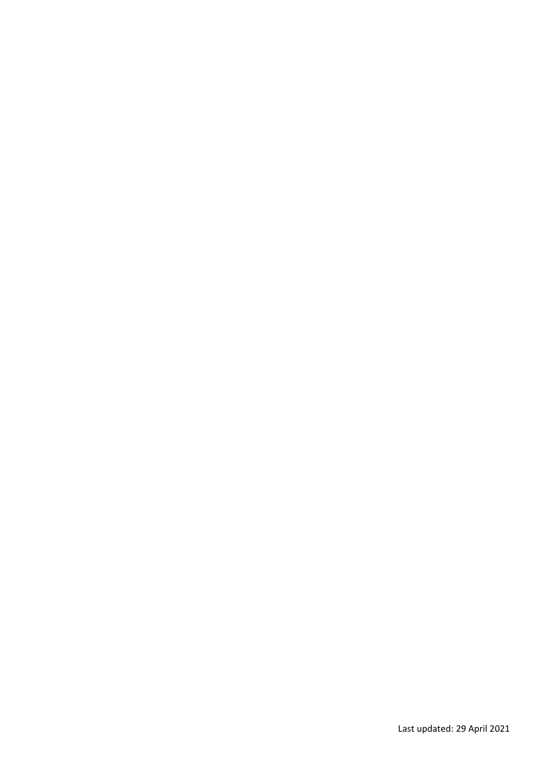Last updated: 29 April 2021